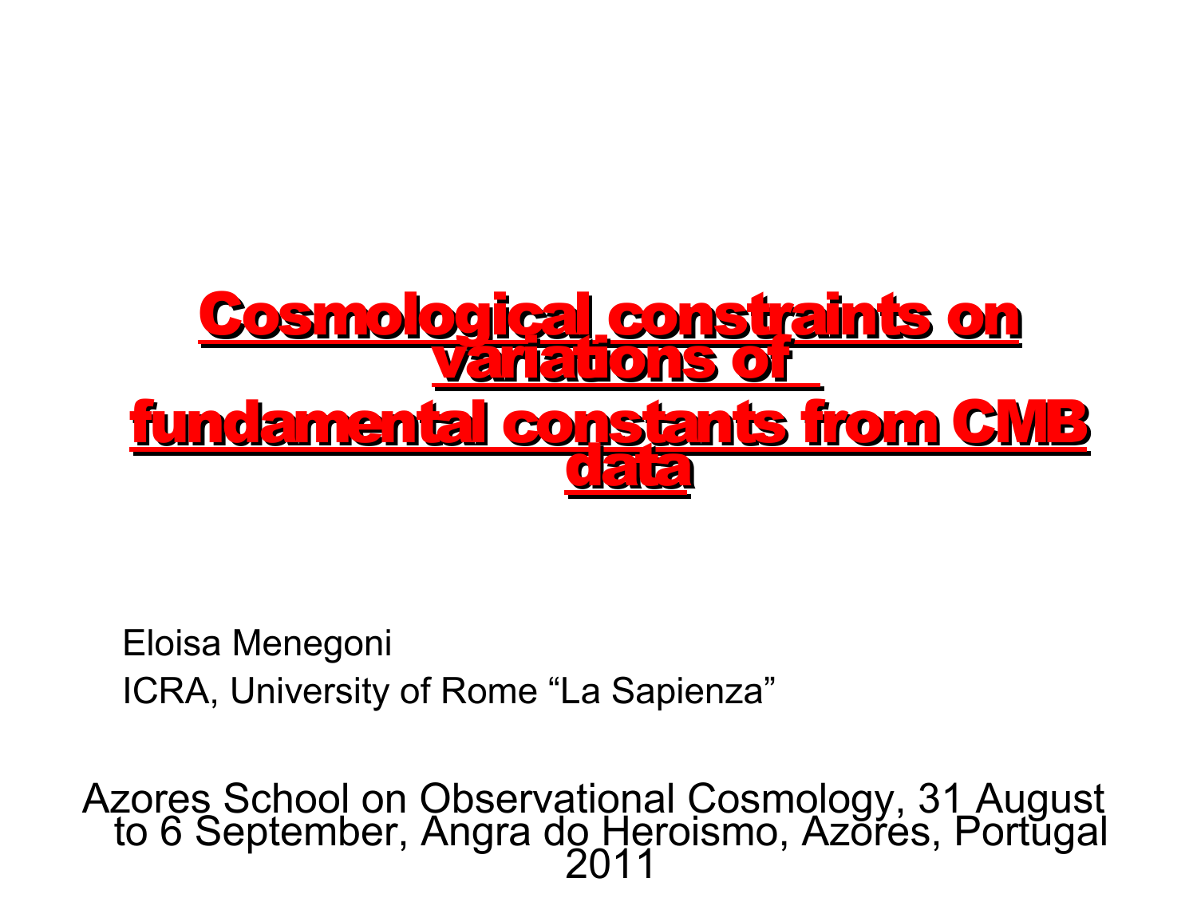# Cosmological constraints on variations of fundamental constants from CMB data

Eloisa Menegoni

ICRA, University of Rome “La Sapienza”

Azores School on Observational Cosmology, 31 August to 6 September, Angra do Heroismo, Azores, Portugal 2011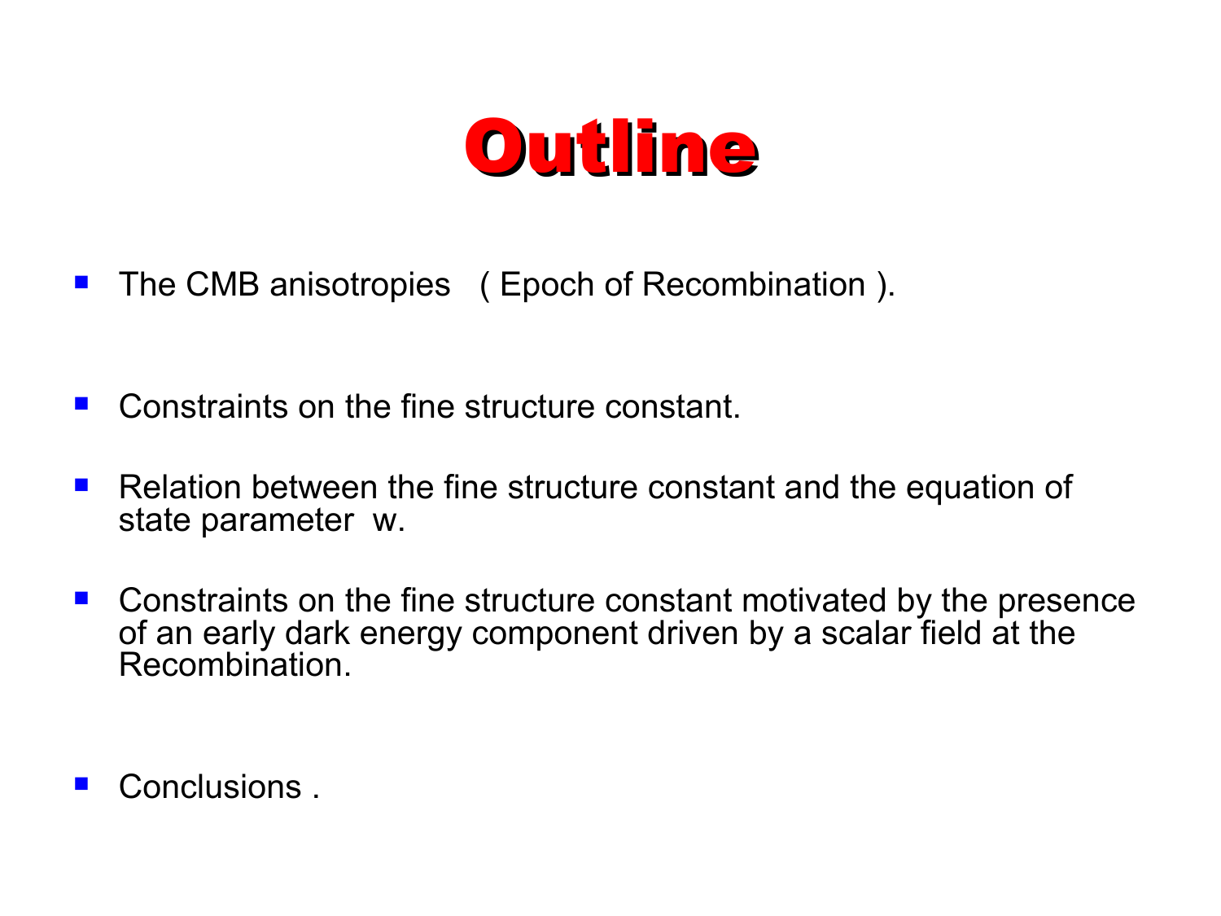# Outline

- The CMB anisotropies ( Epoch of Recombination ).

- Constraints on the fine structure constant.

- Relation between the fine structure constant and the equation of state parameter w.

- Constraints on the fine structure constant motivated by the presence of an early dark energy component driven by a scalar field at the Recombination.

- Conclusions .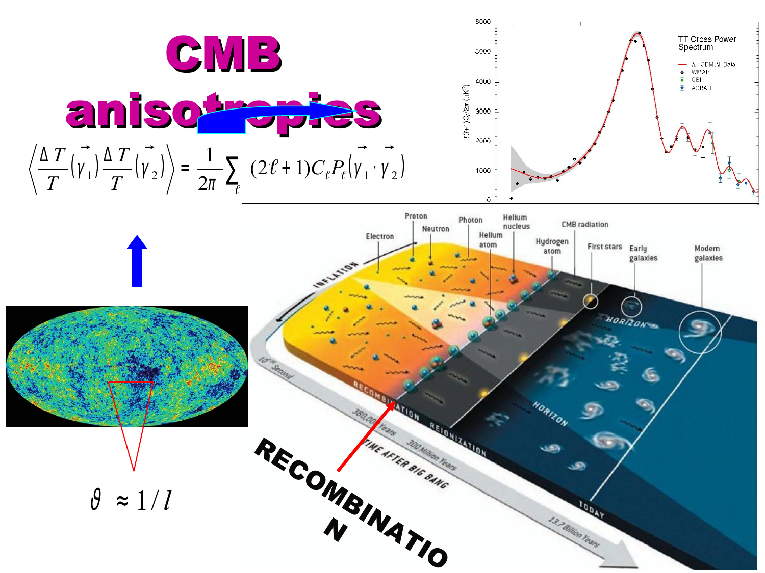# CMB anisotropies

$$\left\langle \frac{\Delta T}{T}(\vec{\gamma}_1)\frac{\Delta T}{T}(\vec{\gamma}_2)\right\rangle = \frac{1}{2\pi}\sum_{\ell}(2\ell+1)C_\ell P_\ell(\vec{\gamma}_1\cdot\vec{\gamma}_2)$$

$$\vartheta \approx 1/l$$

**RECOMBINATION**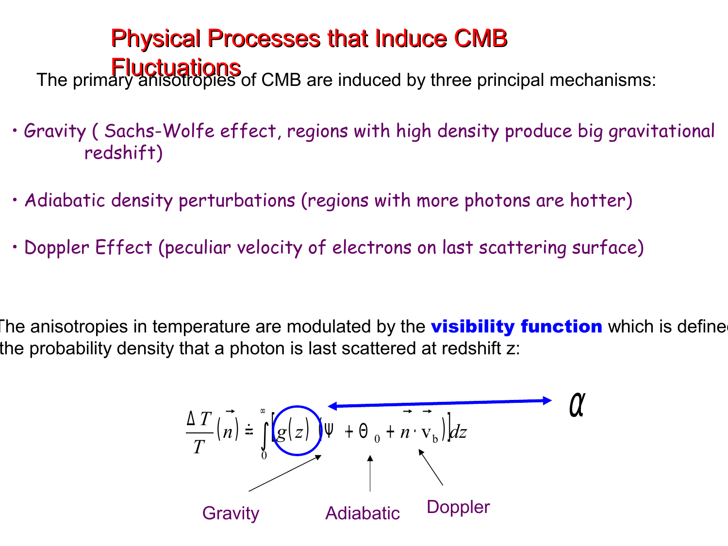# Physical Processes that Induce CMB Fluctuations

The primary anisotropies of CMB are induced by three principal mechanisms:

- Gravity ( Sachs-Wolfe effect, regions with high density produce big gravitational redshift)
- Adiabatic density perturbations (regions with more photons are hotter)
- Doppler Effect (peculiar velocity of electrons on last scattering surface)

The anisotropies in temperature are modulated by the **visibility function** which is defined the probability density that a photon is last scattered at redshift z:

$$\frac{\Delta T}{T}(\vec{n}) \doteq \int_0^\infty \left[ g(z) \left( \Psi + \Theta_0 + \vec{n} \cdot \vec{\mathrm{v}}_b \right) \right] dz$$

$\alpha$

Gravity — Adiabatic — Doppler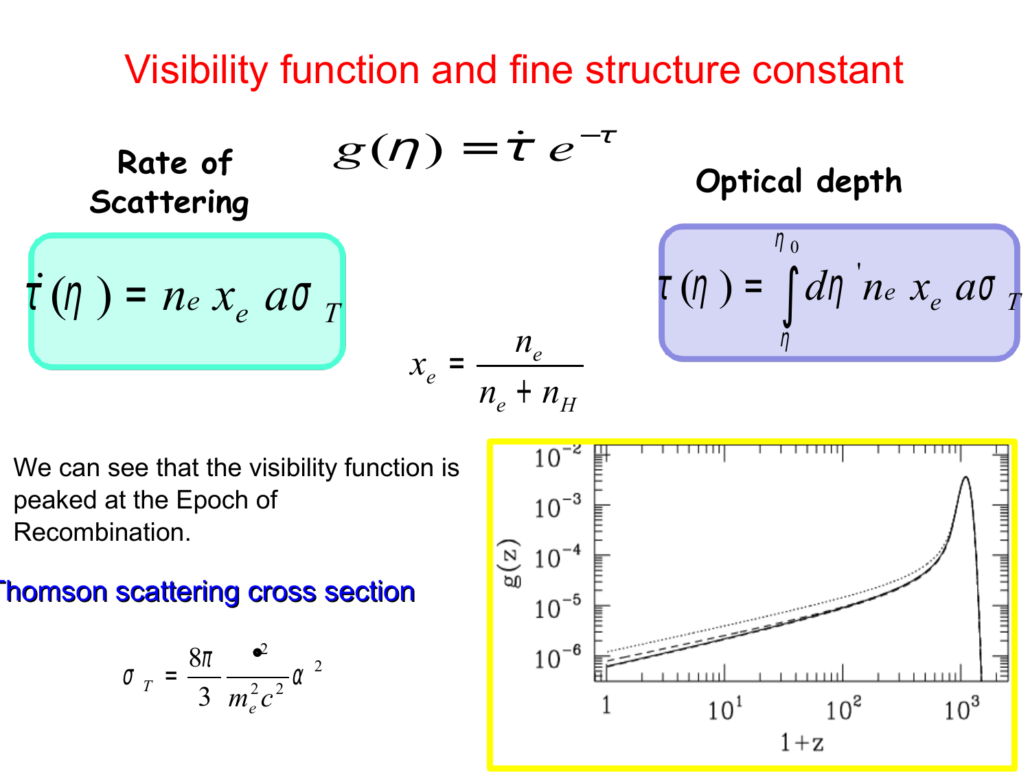# Visibility function and fine structure constant

$$g(\eta) = \dot{\tau}\, e^{-\tau}$$

**Rate of Scattering**

$$\dot{\tau}(\eta) = n_e\, x_e\, a \sigma_T$$

**Optical depth**

$$\tau(\eta) = \int_{\eta}^{\eta_0} d\eta'\, n_e\, x_e\, a\sigma_T$$

$$x_e = \frac{n_e}{n_e + n_H}$$

We can see that the visibility function is peaked at the Epoch of Recombination.

**Thomson scattering cross section**

$$\sigma_T = \frac{8\pi}{3} \frac{\hbar^2}{m_e^2 c^2} \alpha^2$$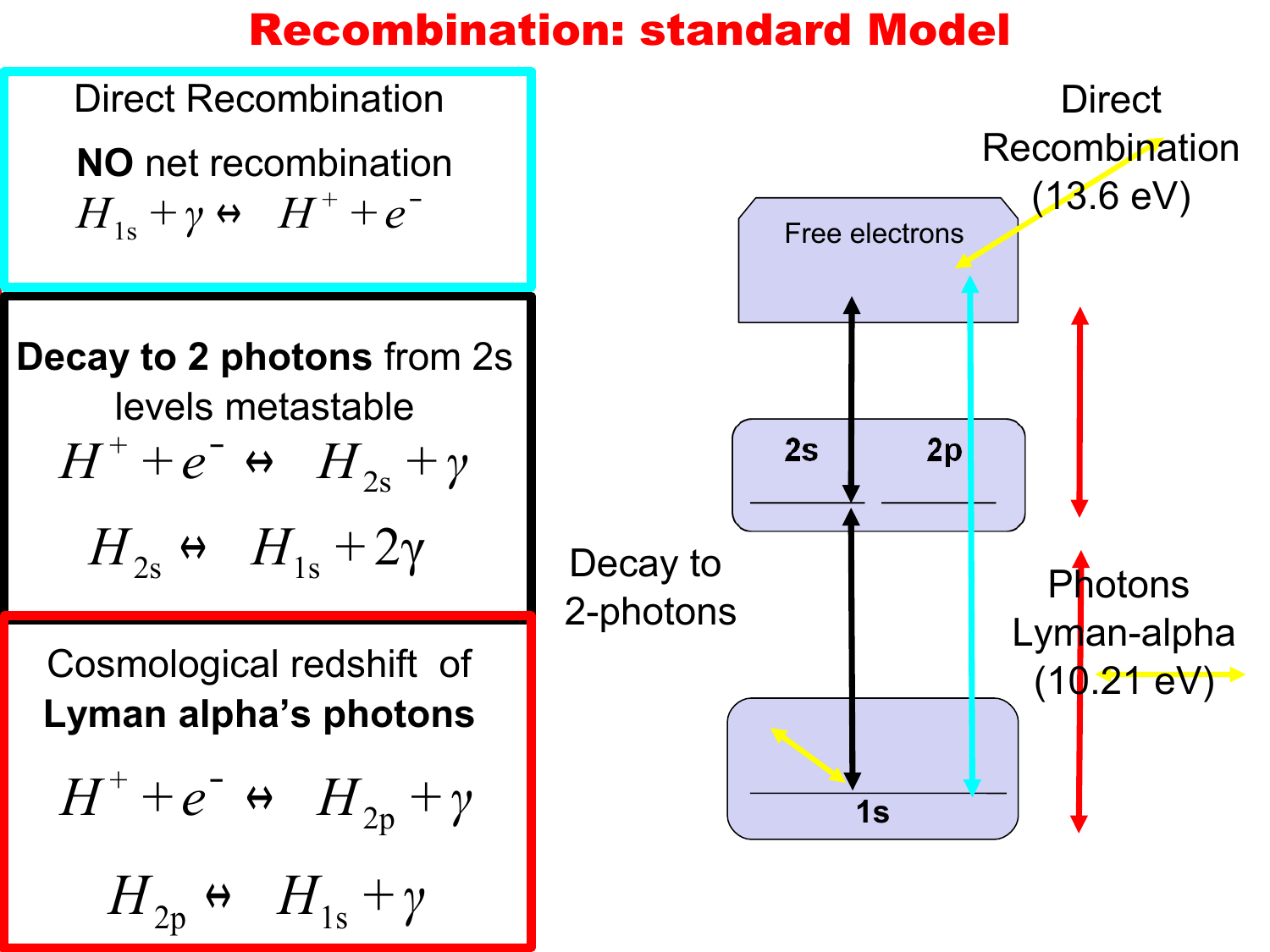# Recombination: standard Model

**Direct Recombination**

**NO** net recombination

$$H_{1s} + \gamma \leftrightarrow H^+ + e^-$$

**Decay to 2 photons** from 2s levels metastable

$$H^+ + e^- \leftrightarrow H_{2s} + \gamma$$

$$H_{2s} \leftrightarrow H_{1s} + 2\gamma$$

Cosmological redshift of **Lyman alpha's photons**

$$H^+ + e^- \leftrightarrow H_{2p} + \gamma$$

$$H_{2p} \leftrightarrow H_{1s} + \gamma$$

Free electrons

2s

2p

1s

Direct Recombination (13.6 eV)

Decay to 2-photons

Photons Lyman-alpha (10.21 eV)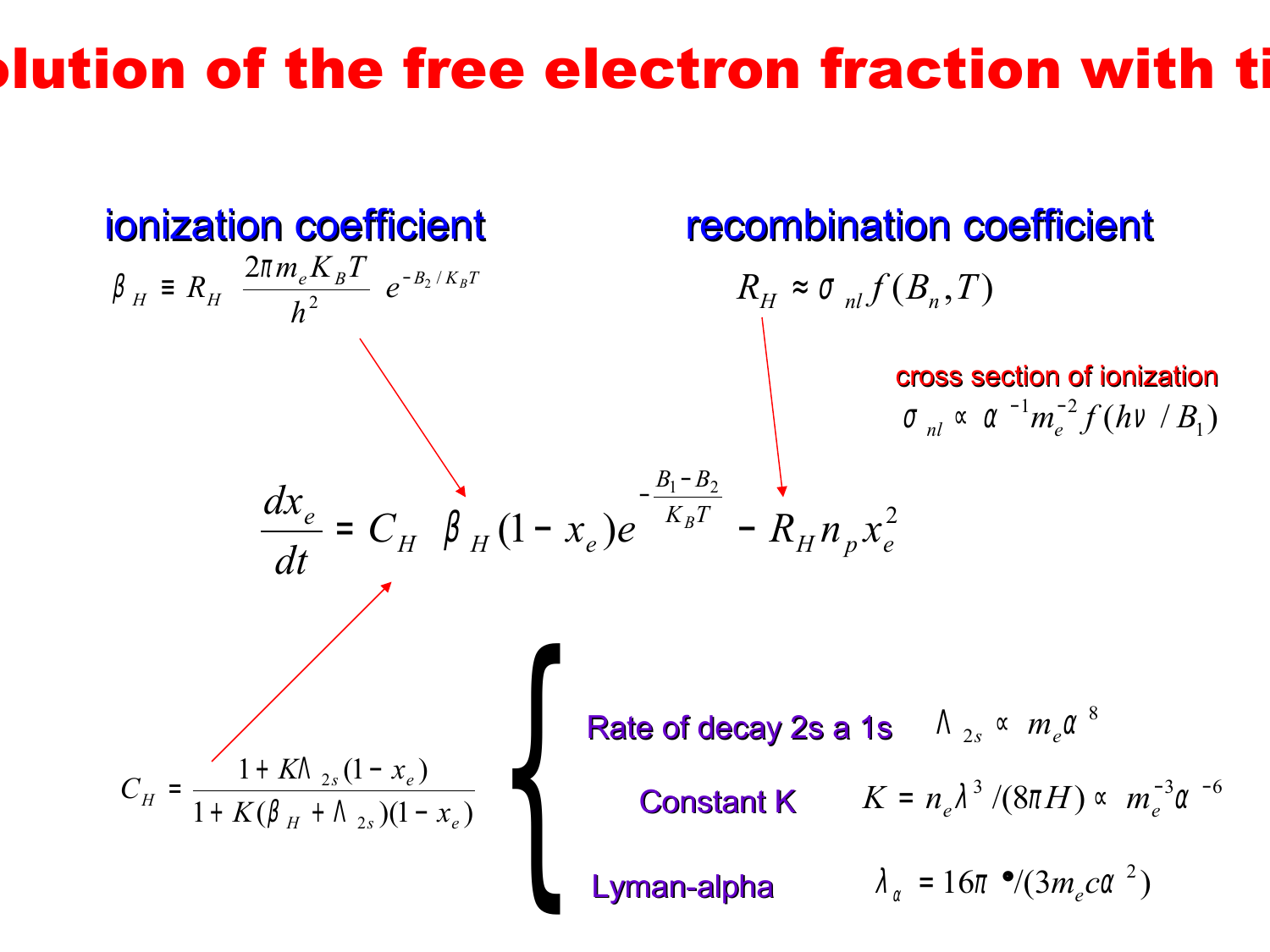# ...olution of the free electron fraction with ti...

**ionization coefficient**

$$\beta_H \equiv R_H \left(\frac{2\pi m_e K_B T}{h^2}\right) e^{-B_2/K_B T}$$

**recombination coefficient**

$$R_H \approx \sigma_{nl} f(B_n, T)$$

cross section of ionization

$$\sigma_{nl} \propto \alpha^{-1} m_e^{-2} f(h\nu / B_1)$$

$$\frac{dx_e}{dt} = C_H \left[ \beta_H (1 - x_e) e^{-\frac{B_1 - B_2}{K_B T}} - R_H n_p x_e^2 \right]$$

$$C_H = \frac{1 + K\Lambda_{2s}(1 - x_e)}{1 + K(\beta_H + \Lambda_{2s})(1 - x_e)}$$

- **Rate of decay 2s a 1s** $\quad \Lambda_{2s} \propto m_e \alpha^8$
- **Constant K** $\quad K = n_e \lambda^3 / (8\pi H) \propto m_e^{-3} \alpha^{-6}$
- **Lyman-alpha** $\quad \lambda_\alpha = 16\pi \hbar / (3 m_e c \alpha^2)$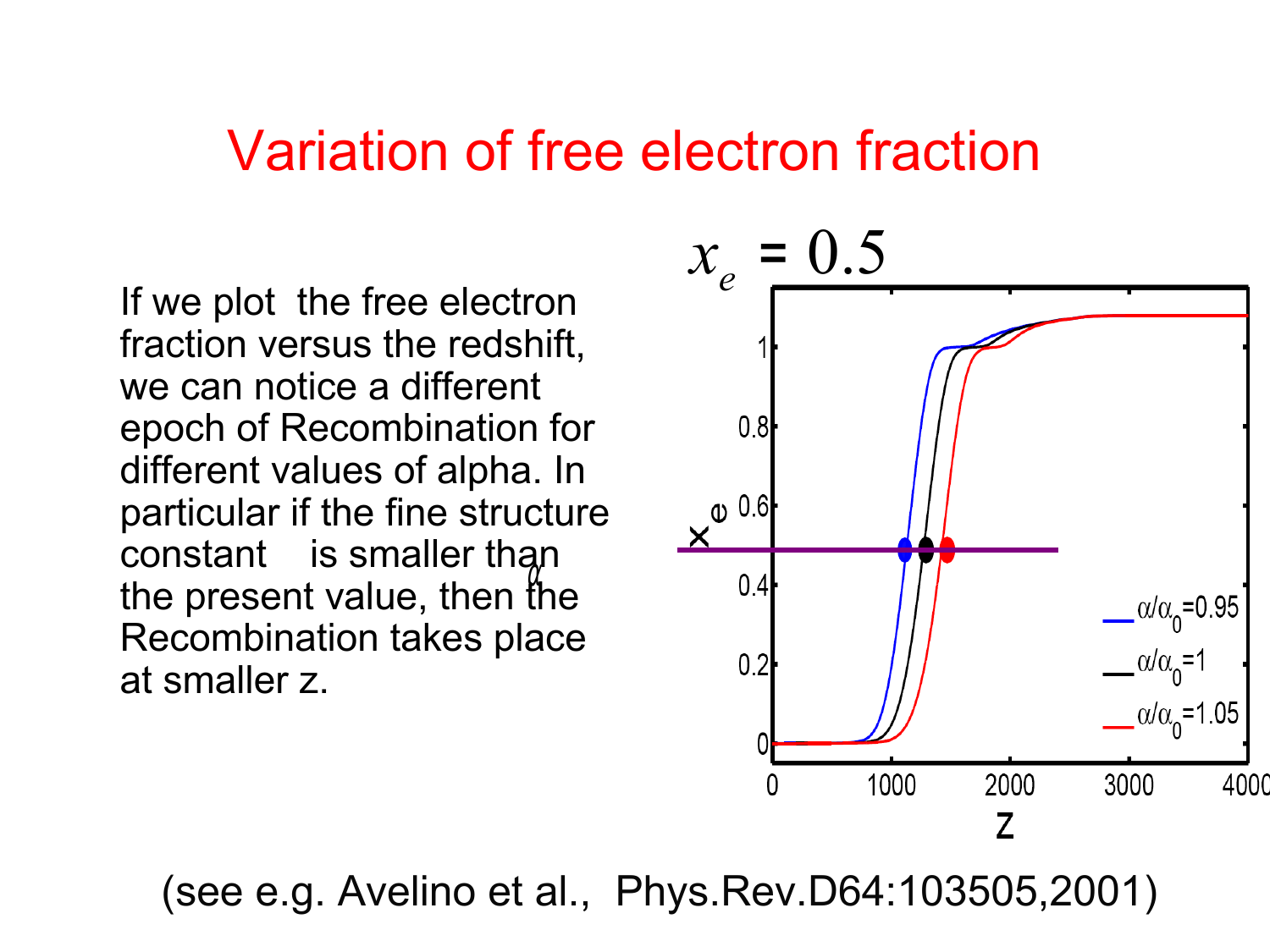# Variation of free electron fraction

If we plot the free electron fraction versus the redshift, we can notice a different epoch of Recombination for different values of alpha. In particular if the fine structure constant $\alpha$ is smaller than the present value, then the Recombination takes place at smaller z.

$x_e = 0.5$

(see e.g. Avelino et al., Phys.Rev.D64:103505,2001)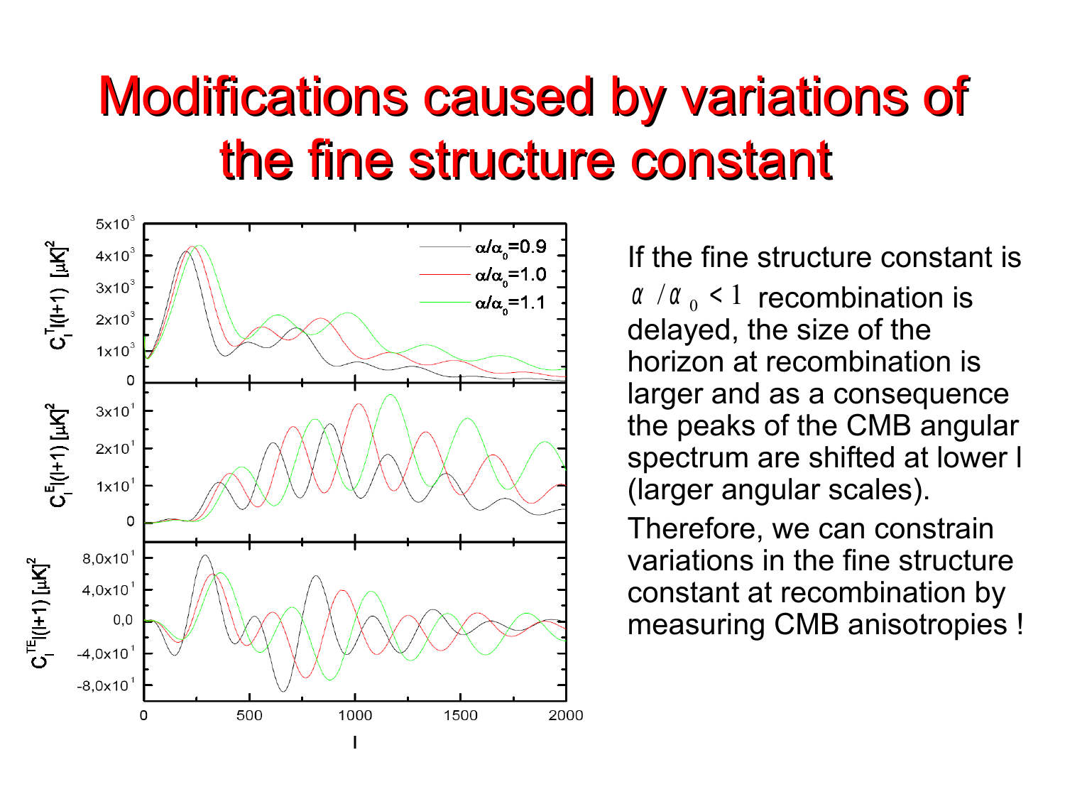# Modifications caused by variations of the fine structure constant

If the fine structure constant is $\alpha / \alpha_0 < 1$ recombination is delayed, the size of the horizon at recombination is larger and as a consequence the peaks of the CMB angular spectrum are shifted at lower l (larger angular scales).

Therefore, we can constrain variations in the fine structure constant at recombination by measuring CMB anisotropies !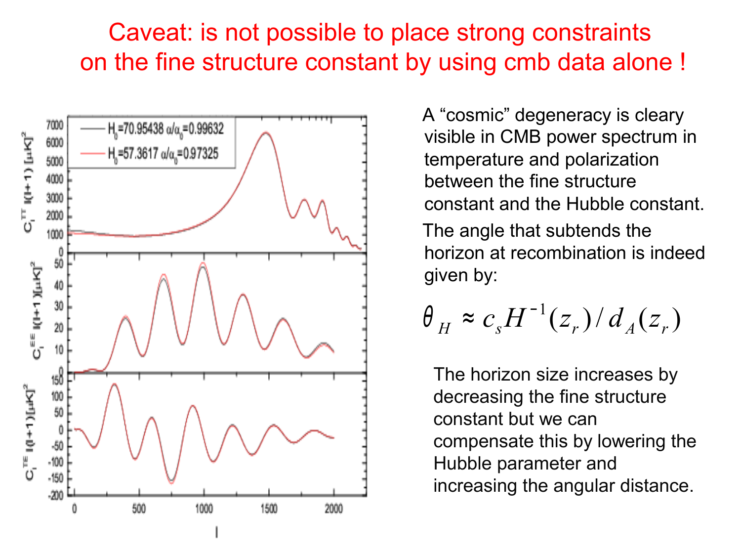# Caveat: is not possible to place strong constraints on the fine structure constant by using cmb data alone !

A "cosmic" degeneracy is cleary visible in CMB power spectrum in temperature and polarization between the fine structure constant and the Hubble constant.

The angle that subtends the horizon at recombination is indeed given by:

$$\theta_H \approx c_s H^{-1}(z_r)/d_A(z_r)$$

The horizon size increases by decreasing the fine structure constant but we can compensate this by lowering the Hubble parameter and increasing the angular distance.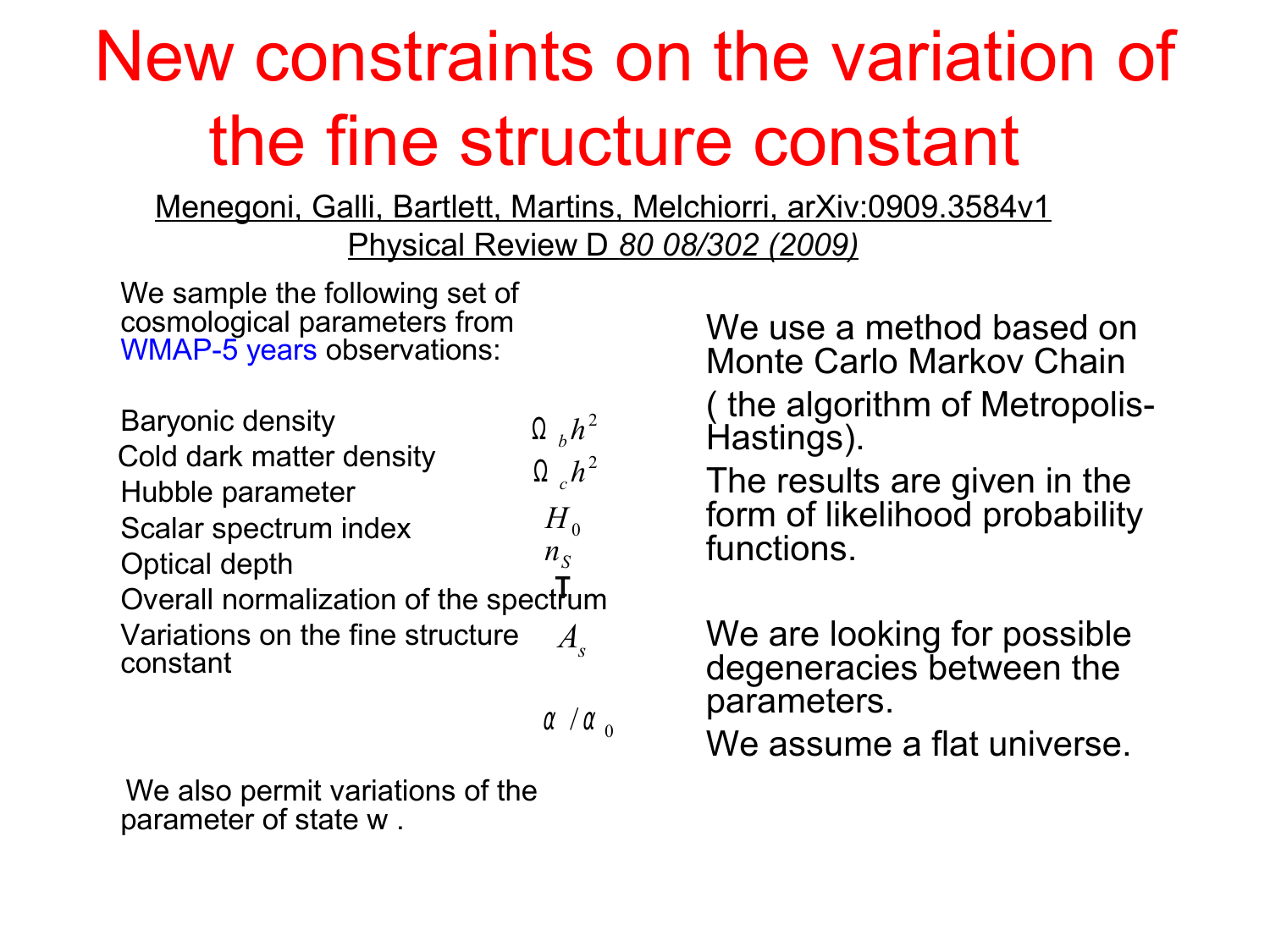# New constraints on the variation of the fine structure constant

Menegoni, Galli, Bartlett, Martins, Melchiorri, arXiv:0909.3584v1
Physical Review D *80 08/302 (2009)*

We sample the following set of cosmological parameters from WMAP-5 years observations:

- Baryonic density $\Omega_b h^2$
- Cold dark matter density $\Omega_c h^2$
- Hubble parameter $H_0$
- Scalar spectrum index $n_S$
- Optical depth $\tau$
- Overall normalization of the spectrum $A_s$
- Variations on the fine structure constant $\alpha / \alpha_0$

We also permit variations of the parameter of state w .

We use a method based on Monte Carlo Markov Chain ( the algorithm of Metropolis-Hastings).

The results are given in the form of likelihood probability functions.

We are looking for possible degeneracies between the parameters.

We assume a flat universe.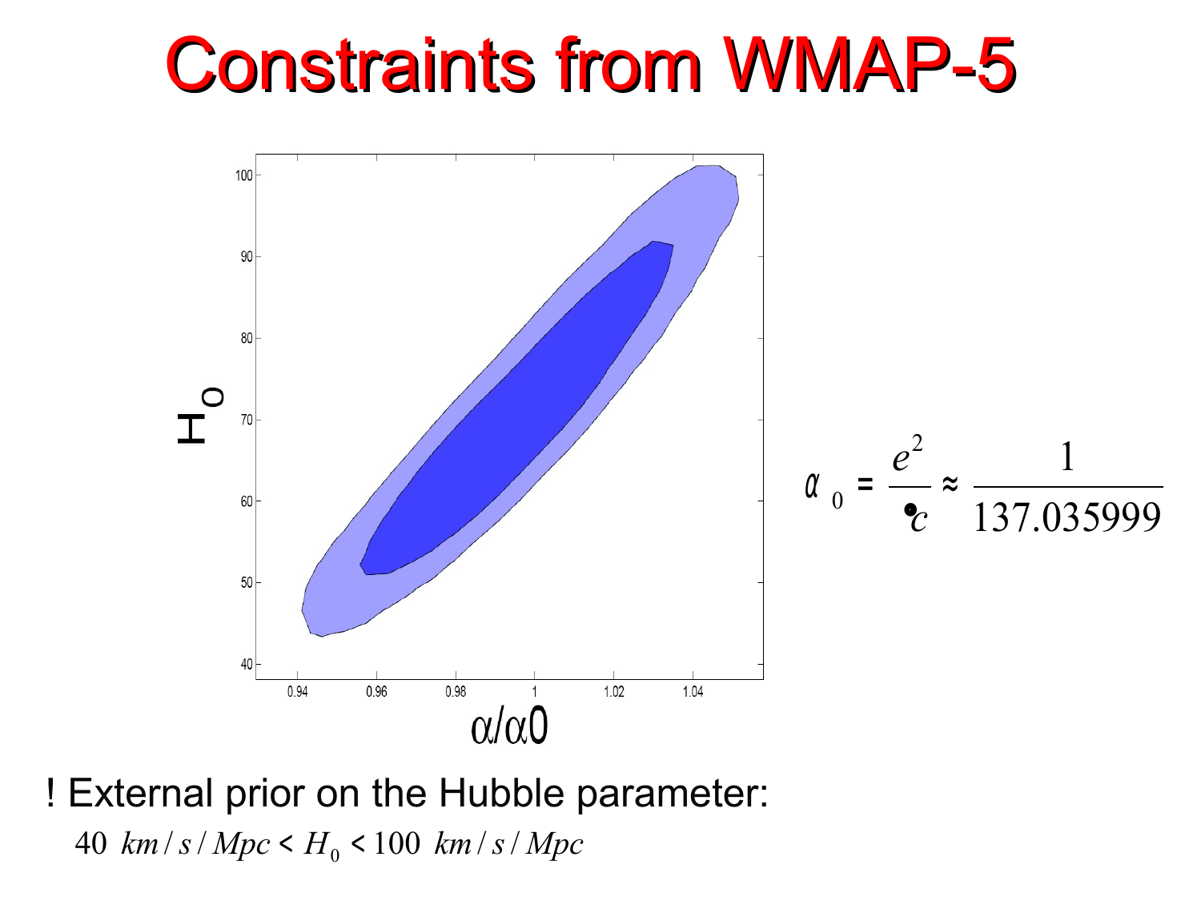# Constraints from WMAP-5

$$\alpha_0 = \frac{e^2}{\hbar c} \approx \frac{1}{137.035999}$$

! External prior on the Hubble parameter:

$$40 \ km/s/Mpc < H_0 < 100 \ km/s/Mpc$$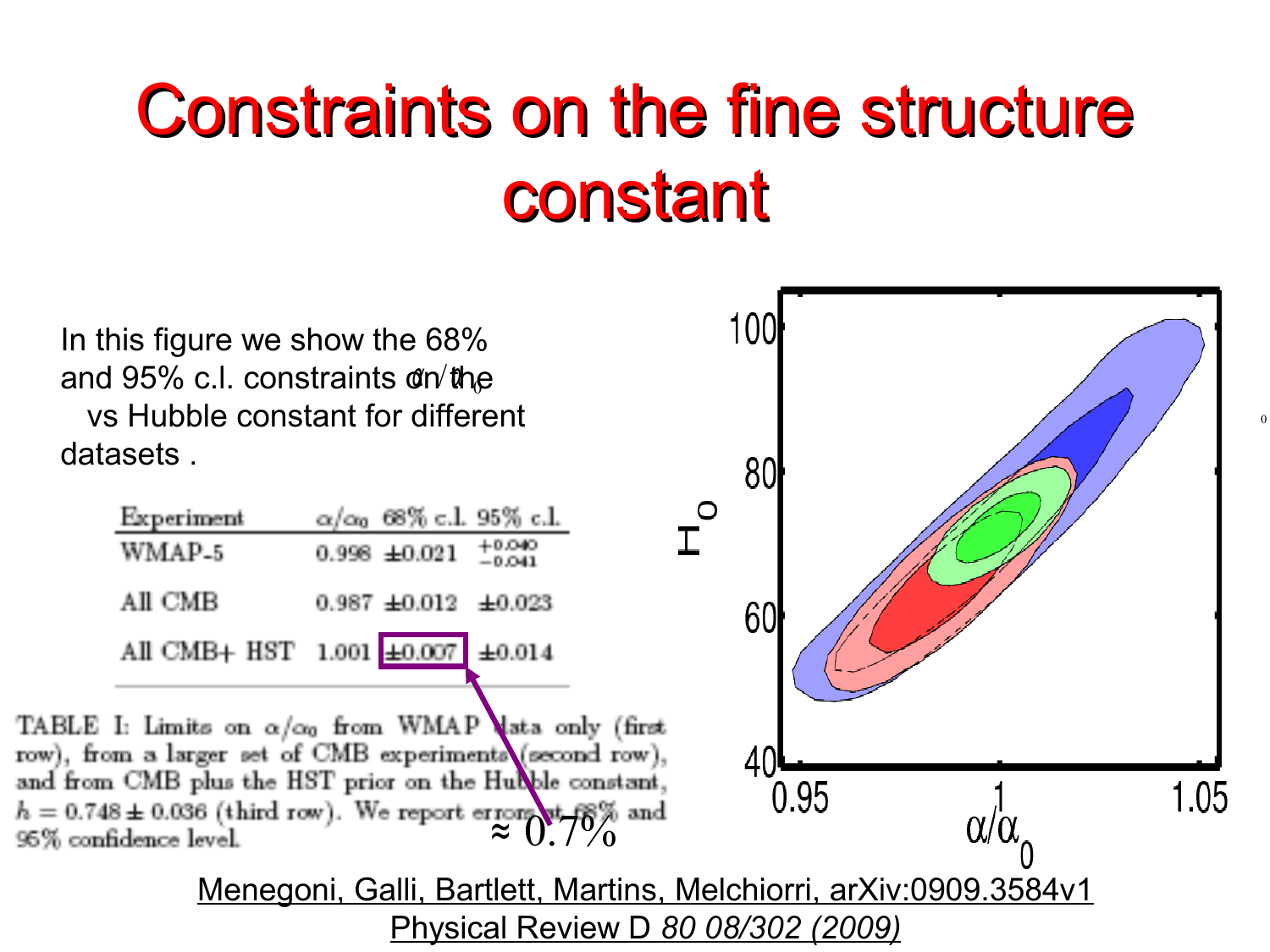# Constraints on the fine structure constant

In this figure we show the 68% and 95% c.l. constraints on the $\alpha/\alpha_0$ vs Hubble constant for different datasets .

| Experiment | $\alpha/\alpha_0$ | 68% c.l. | 95% c.l. |
|---|---|---|---|
| WMAP-5 | 0.998 | ±0.021 | $^{+0.040}_{-0.041}$ |
| All CMB | 0.987 | ±0.012 | ±0.023 |
| All CMB+ HST | 1.001 | ±0.007 | ±0.014 |

TABLE I: Limits on $\alpha/\alpha_0$ from WMAP data only (first row), from a larger set of CMB experiments (second row), and from CMB plus the HST prior on the Hubble constant, $h = 0.748 \pm 0.036$ (third row). We report errors at 68% and 95% confidence level.

≈ 0.7%

Menegoni, Galli, Bartlett, Martins, Melchiorri, arXiv:0909.3584v1
Physical Review D *80 08/302 (2009)*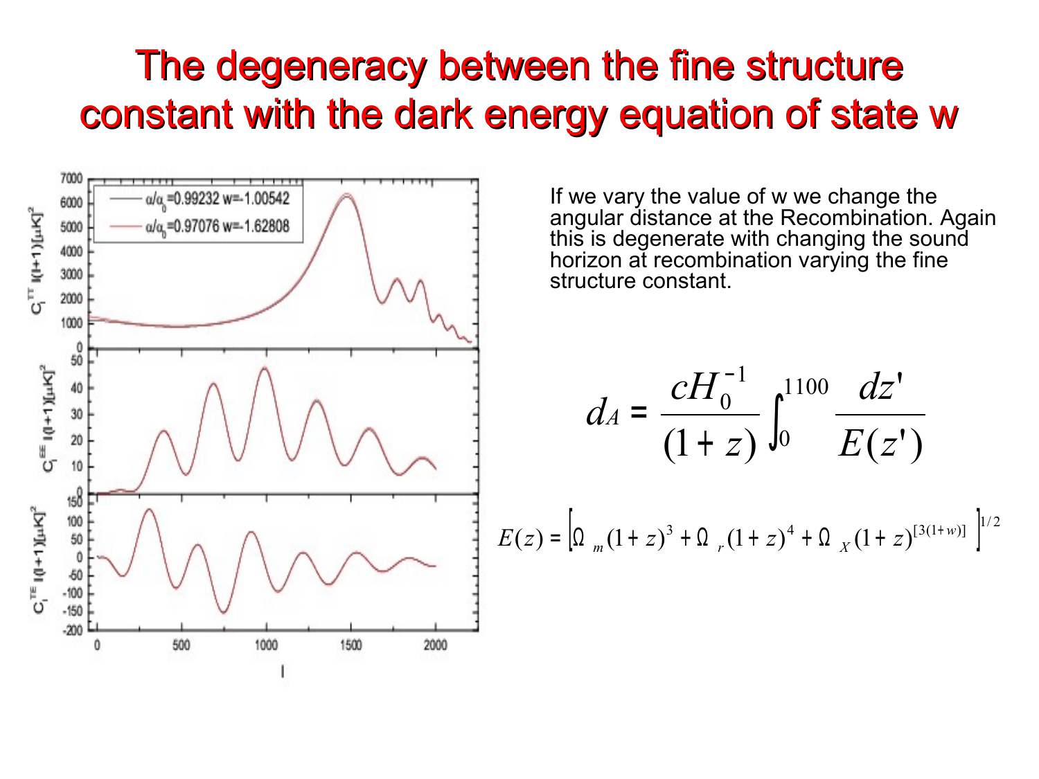# The degeneracy between the fine structure constant with the dark energy equation of state w

If we vary the value of w we change the angular distance at the Recombination. Again this is degenerate with changing the sound horizon at recombination varying the fine structure constant.

$$d_A = \frac{cH_0^{-1}}{(1+z)} \int_0^{1100} \frac{dz'}{E(z')}$$

$$E(z) = \left[\Omega_m (1+z)^3 + \Omega_r (1+z)^4 + \Omega_X (1+z)^{[3(1+w)]}\right]^{1/2}$$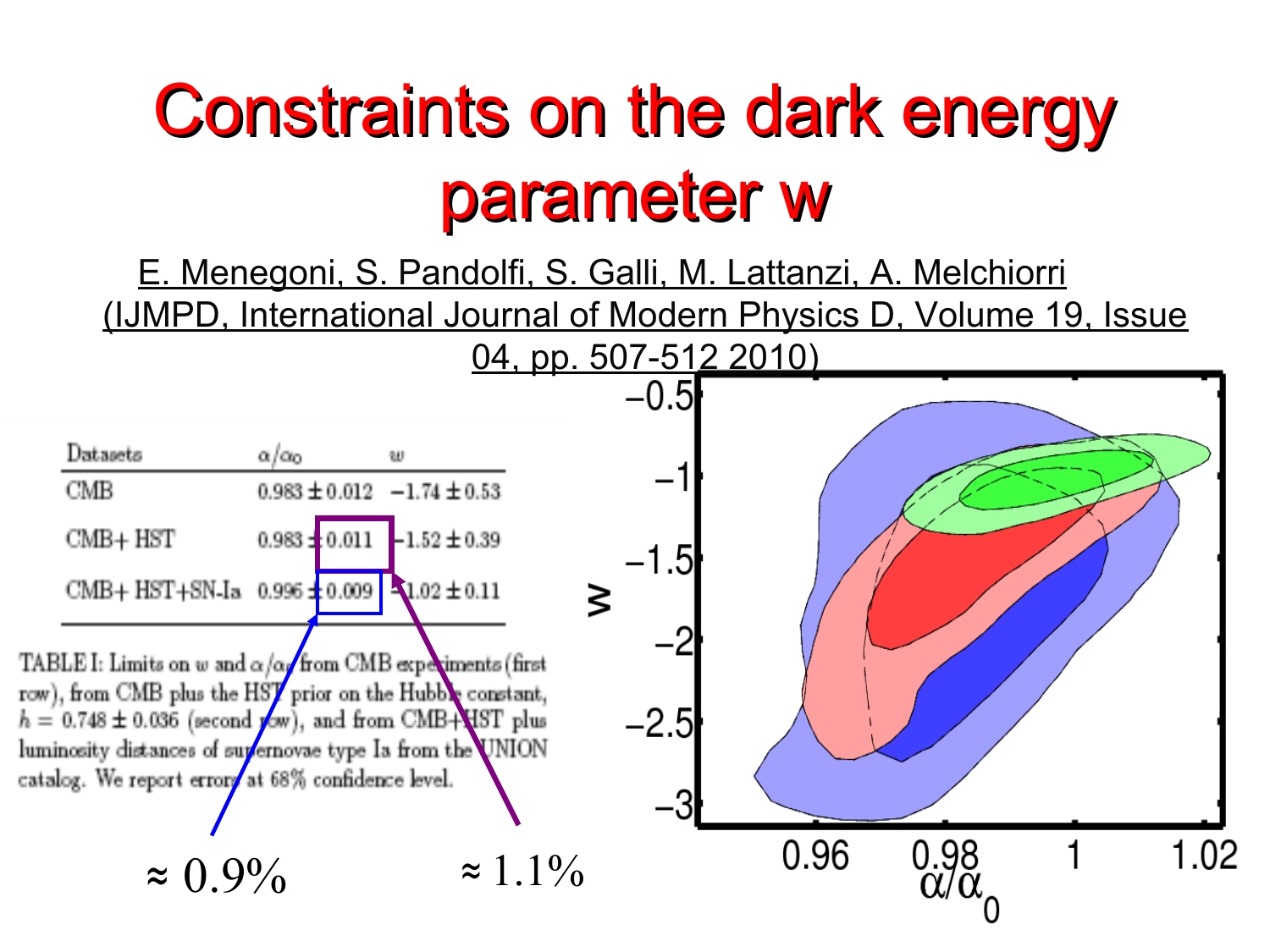# Constraints on the dark energy parameter w

E. Menegoni, S. Pandolfi, S. Galli, M. Lattanzi, A. Melchiorri (IJMPD, International Journal of Modern Physics D, Volume 19, Issue 04, pp. 507-512 2010)

| Datasets | $\alpha/\alpha_0$ | $w$ |
|---|---|---|
| CMB | $0.983 \pm 0.012$ | $-1.74 \pm 0.53$ |
| CMB+ HST | $0.983 \pm 0.011$ | $-1.52 \pm 0.39$ |
| CMB+ HST+SN-Ia | $0.996 \pm 0.009$ | $-1.02 \pm 0.11$ |

TABLE I: Limits on $w$ and $\alpha/\alpha_0$ from CMB experiments (first row), from CMB plus the HST prior on the Hubble constant, $h = 0.748 \pm 0.036$ (second row), and from CMB+HST plus luminosity distances of supernovae type Ia from the UNION catalog. We report errors at 68% confidence level.

≈ 0.9%

≈ 1.1%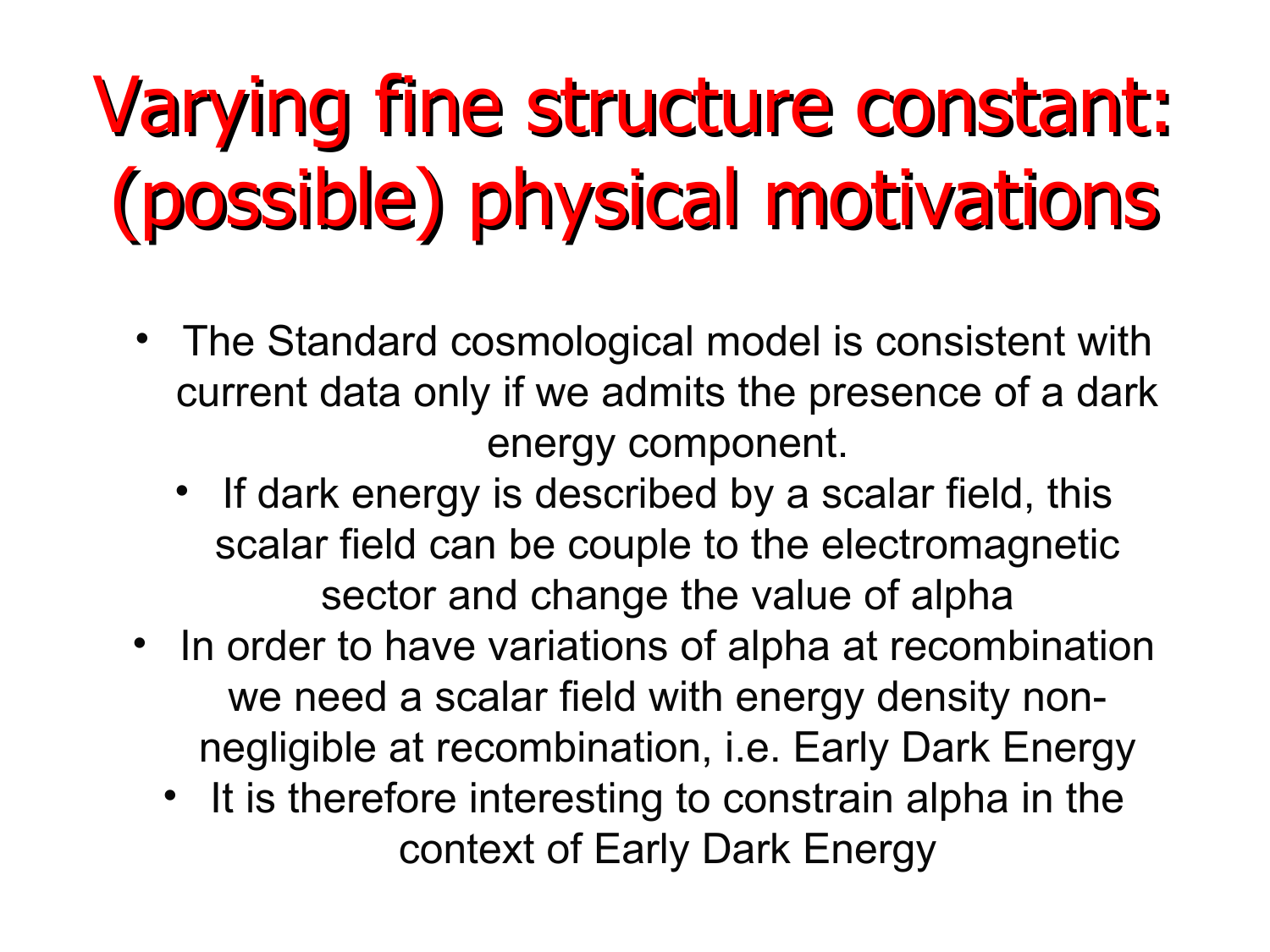# Varying fine structure constant: (possible) physical motivations

- The Standard cosmological model is consistent with current data only if we admits the presence of a dark energy component.
  - If dark energy is described by a scalar field, this scalar field can be couple to the electromagnetic sector and change the value of alpha
- In order to have variations of alpha at recombination we need a scalar field with energy density non-negligible at recombination, i.e. Early Dark Energy
  - It is therefore interesting to constrain alpha in the context of Early Dark Energy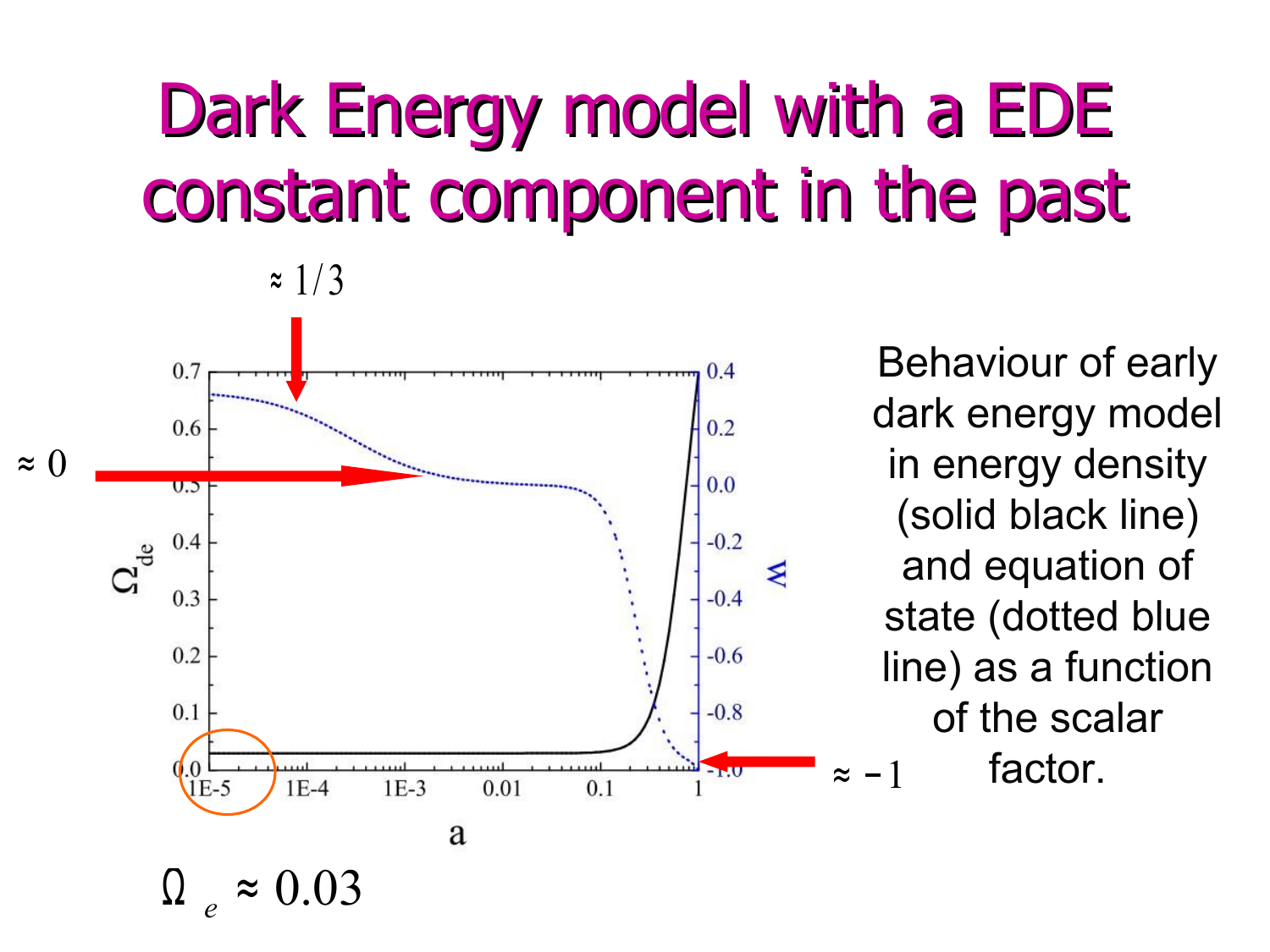# Dark Energy model with a EDE constant component in the past

$\approx 1/3$

$\approx 0$

$\approx -1$

Behaviour of early dark energy model in energy density (solid black line) and equation of state (dotted blue line) as a function of the scalar factor.

$\Omega_e \approx 0.03$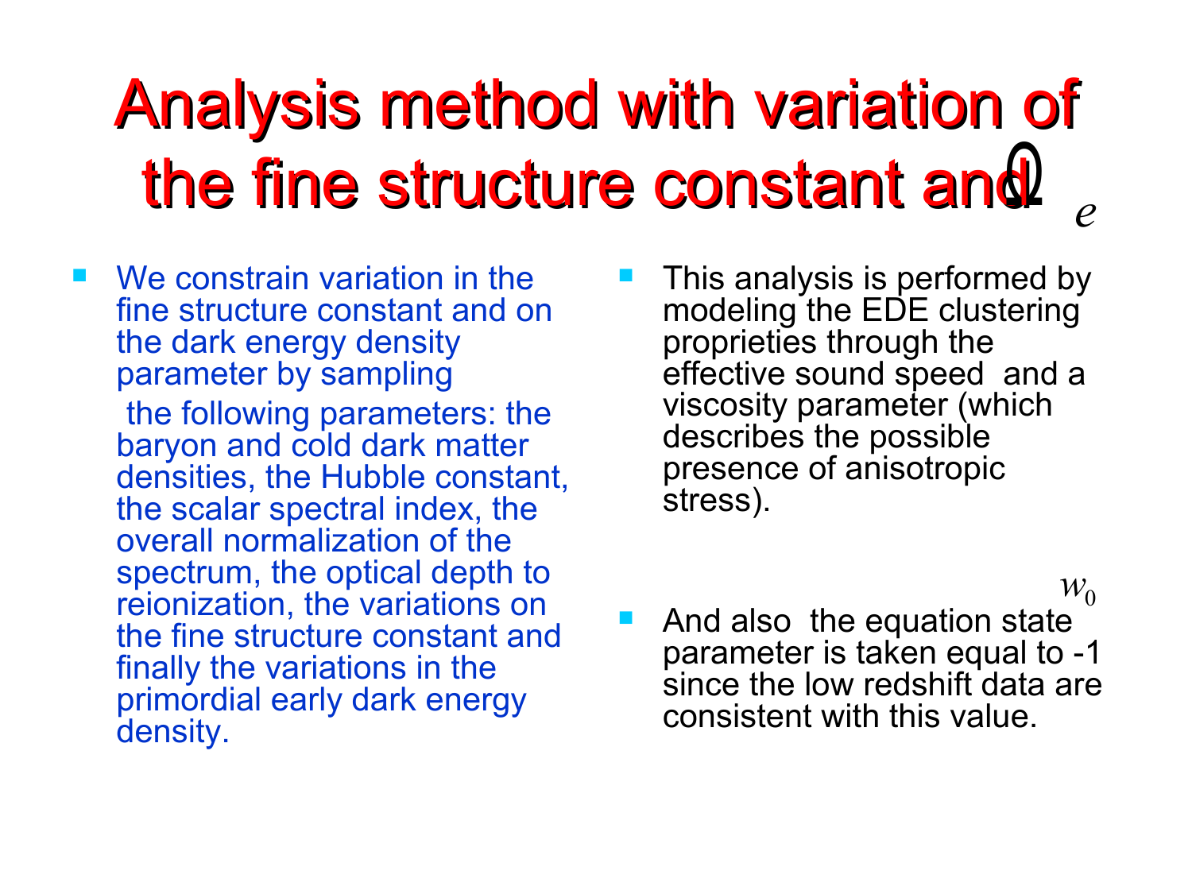# Analysis method with variation of the fine structure constant and $\Omega_e$

- We constrain variation in the fine structure constant and on the dark energy density parameter by sampling the following parameters: the baryon and cold dark matter densities, the Hubble constant, the scalar spectral index, the overall normalization of the spectrum, the optical depth to reionization, the variations on the fine structure constant and finally the variations in the primordial early dark energy density.

- This analysis is performed by modeling the EDE clustering proprieties through the effective sound speed and a viscosity parameter (which describes the possible presence of anisotropic stress).

- And also the equation state parameter $w_0$ is taken equal to -1 since the low redshift data are consistent with this value.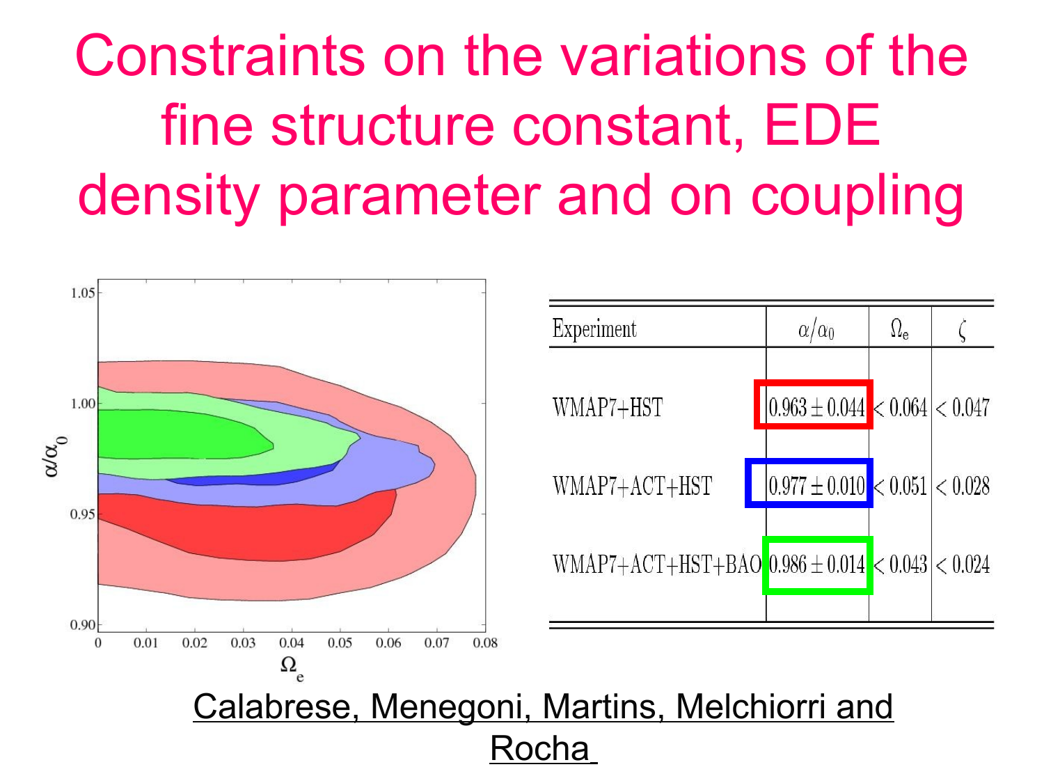# Constraints on the variations of the fine structure constant, EDE density parameter and on coupling

| Experiment | $\alpha/\alpha_0$ | $\Omega_e$ | $\zeta$ |
|---|---|---|---|
| WMAP7+HST | $0.963 \pm 0.044$ | $< 0.064$ | $< 0.047$ |
| WMAP7+ACT+HST | $0.977 \pm 0.010$ | $< 0.051$ | $< 0.028$ |
| WMAP7+ACT+HST+BAO | $0.986 \pm 0.014$ | $< 0.043$ | $< 0.024$ |

Calabrese, Menegoni, Martins, Melchiorri and Rocha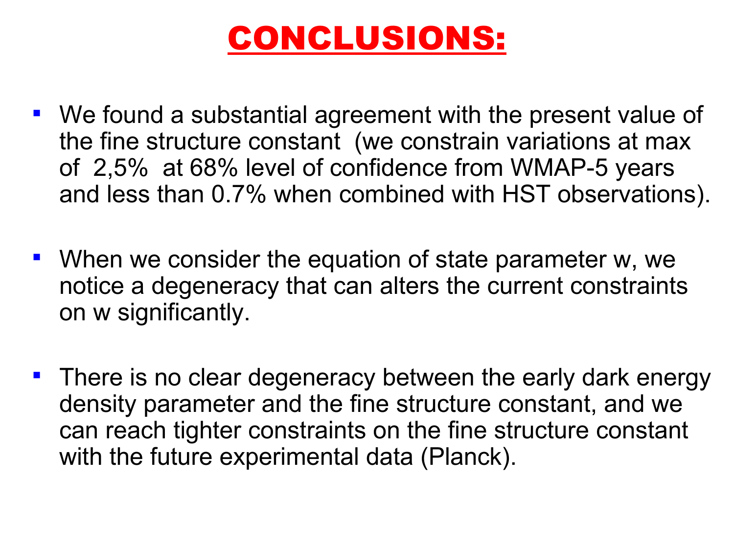# CONCLUSIONS:

- We found a substantial agreement with the present value of the fine structure constant (we constrain variations at max of 2,5% at 68% level of confidence from WMAP-5 years and less than 0.7% when combined with HST observations).

- When we consider the equation of state parameter w, we notice a degeneracy that can alters the current constraints on w significantly.

- There is no clear degeneracy between the early dark energy density parameter and the fine structure constant, and we can reach tighter constraints on the fine structure constant with the future experimental data (Planck).